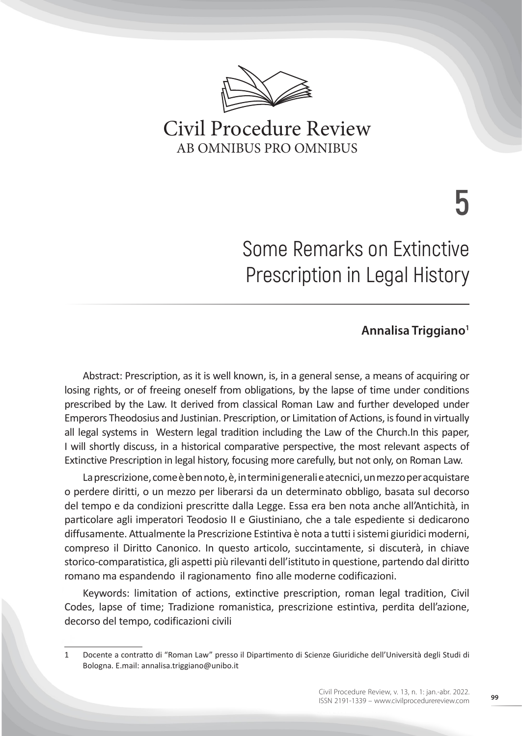# Some Remarks on Extinctive Prescription in Legal History

**Annalisa Triggiano**[1]

Abstract: Prescription, as it is well known, is, in a general sense, a means of acquiring or losing rights, or of freeing oneself from obligations, by the lapse of time under conditions prescribed by the Law. It derived from classical Roman Law and further developed under Emperors Theodosius and Justinian. Prescription, or Limitation of Actions, is found in virtually all legal systems in Western legal tradition including the Law of the Church.In this paper, I will shortly discuss, in a historical comparative perspective, the most relevant aspects of Extinctive Prescription in legal history, focusing more carefully, but not only, on Roman Law.

La prescrizione, come è ben noto, è, in termini generali e atecnici, un mezzo per acquistare o perdere diritti, o un mezzo per liberarsi da un determinato obbligo, basata sul decorso del tempo e da condizioni prescritte dalla Legge. Essa era ben nota anche all'Antichità, in particolare agli imperatori Teodosio II e Giustiniano, che a tale espediente si dedicarono diffusamente. Attualmente la Prescrizione Estintiva è nota a tutti i sistemi giuridici moderni, compreso il Diritto Canonico. In questo articolo, succintamente, si discuterà, in chiave storico-comparatistica, gli aspetti più rilevanti dell'istituto in questione, partendo dal diritto romano ma espandendo il ragionamento fino alle moderne codificazioni.

Keywords: limitation of actions, extinctive prescription, roman legal tradition, Civil Codes, lapse of time; Tradizione romanistica, prescrizione estintiva, perdita dell'azione, decorso del tempo, codificazioni civili

---

1 Docente a contratto di "Roman Law" presso il Dipartimento di Scienze Giuridiche dell'Università degli Studi di Bologna. E.mail: annalisa.triggiano@unibo.it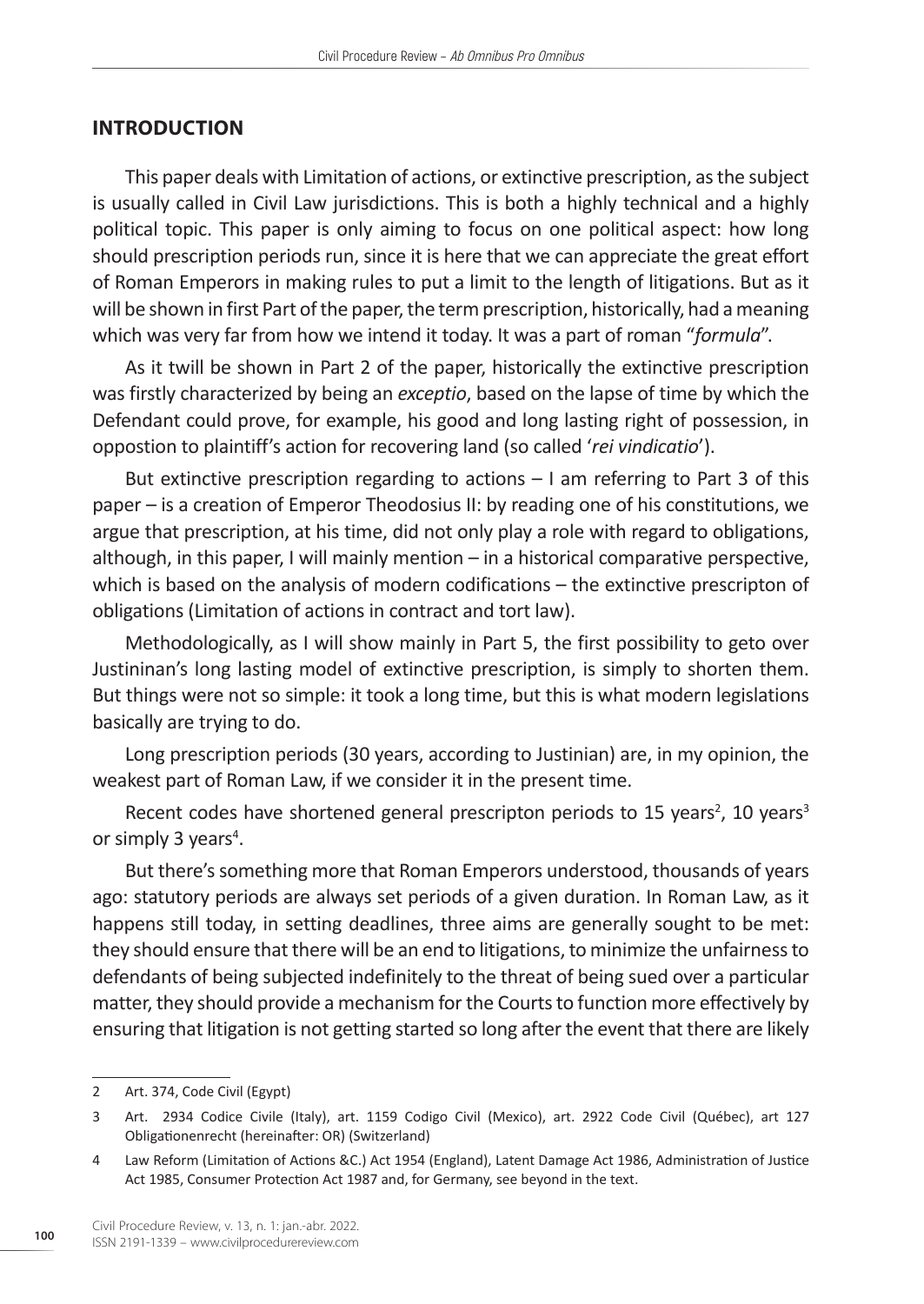## INTRODUCTION

This paper deals with Limitation of actions, or extinctive prescription, as the subject is usually called in Civil Law jurisdictions. This is both a highly technical and a highly political topic. This paper is only aiming to focus on one political aspect: how long should prescription periods run, since it is here that we can appreciate the great effort of Roman Emperors in making rules to put a limit to the length of litigations. But as it will be shown in first Part of the paper, the term prescription, historically, had a meaning which was very far from how we intend it today. It was a part of roman "*formula*".

As it twill be shown in Part 2 of the paper, historically the extinctive prescription was firstly characterized by being an *exceptio*, based on the lapse of time by which the Defendant could prove, for example, his good and long lasting right of possession, in oppostion to plaintiff's action for recovering land (so called '*rei vindicatio*').

But extinctive prescription regarding to actions – I am referring to Part 3 of this paper – is a creation of Emperor Theodosius II: by reading one of his constitutions, we argue that prescription, at his time, did not only play a role with regard to obligations, although, in this paper, I will mainly mention – in a historical comparative perspective, which is based on the analysis of modern codifications – the extinctive prescripton of obligations (Limitation of actions in contract and tort law).

Methodologically, as I will show mainly in Part 5, the first possibility to geto over Justininan's long lasting model of extinctive prescription, is simply to shorten them. But things were not so simple: it took a long time, but this is what modern legislations basically are trying to do.

Long prescription periods (30 years, according to Justinian) are, in my opinion, the weakest part of Roman Law, if we consider it in the present time.

Recent codes have shortened general prescripton periods to 15 years[2], 10 years[3] or simply 3 years[4].

But there's something more that Roman Emperors understood, thousands of years ago: statutory periods are always set periods of a given duration. In Roman Law, as it happens still today, in setting deadlines, three aims are generally sought to be met: they should ensure that there will be an end to litigations, to minimize the unfairness to defendants of being subjected indefinitely to the threat of being sued over a particular matter, they should provide a mechanism for the Courts to function more effectively by ensuring that litigation is not getting started so long after the event that there are likely

---

2 Art. 374, Code Civil (Egypt)

3 Art. 2934 Codice Civile (Italy), art. 1159 Codigo Civil (Mexico), art. 2922 Code Civil (Québec), art 127 Obligationenrecht (hereinafter: OR) (Switzerland)

4 Law Reform (Limitation of Actions &C.) Act 1954 (England), Latent Damage Act 1986, Administration of Justice Act 1985, Consumer Protection Act 1987 and, for Germany, see beyond in the text.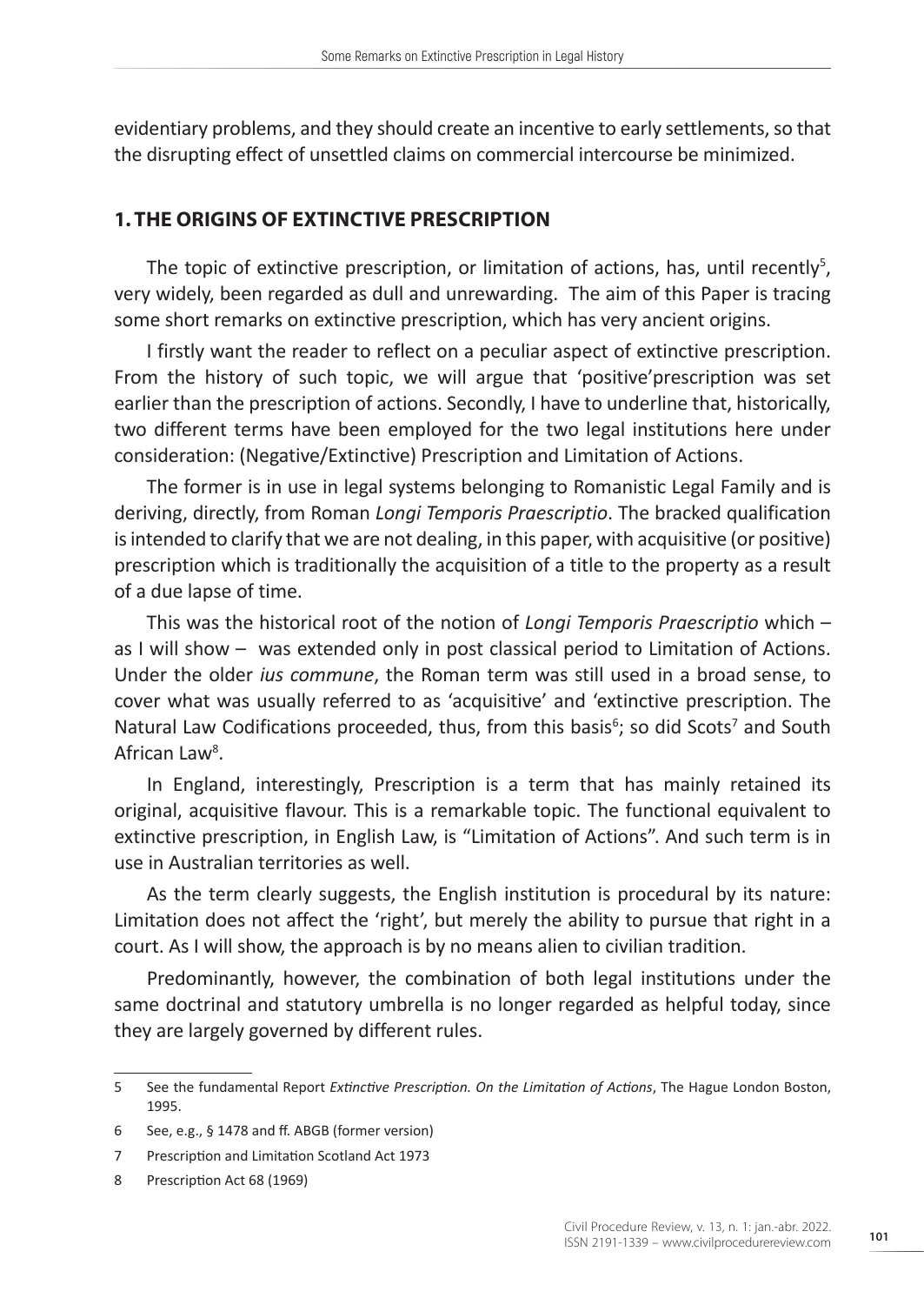evidentiary problems, and they should create an incentive to early settlements, so that the disrupting effect of unsettled claims on commercial intercourse be minimized.

## 1. THE ORIGINS OF EXTINCTIVE PRESCRIPTION

The topic of extinctive prescription, or limitation of actions, has, until recently[5], very widely, been regarded as dull and unrewarding. The aim of this Paper is tracing some short remarks on extinctive prescription, which has very ancient origins.

I firstly want the reader to reflect on a peculiar aspect of extinctive prescription. From the history of such topic, we will argue that 'positive'prescription was set earlier than the prescription of actions. Secondly, I have to underline that, historically, two different terms have been employed for the two legal institutions here under consideration: (Negative/Extinctive) Prescription and Limitation of Actions.

The former is in use in legal systems belonging to Romanistic Legal Family and is deriving, directly, from Roman *Longi Temporis Praescriptio*. The bracked qualification is intended to clarify that we are not dealing, in this paper, with acquisitive (or positive) prescription which is traditionally the acquisition of a title to the property as a result of a due lapse of time.

This was the historical root of the notion of *Longi Temporis Praescriptio* which – as I will show – was extended only in post classical period to Limitation of Actions. Under the older *ius commune*, the Roman term was still used in a broad sense, to cover what was usually referred to as 'acquisitive' and 'extinctive prescription. The Natural Law Codifications proceeded, thus, from this basis[6]; so did Scots[7] and South African Law[8].

In England, interestingly, Prescription is a term that has mainly retained its original, acquisitive flavour. This is a remarkable topic. The functional equivalent to extinctive prescription, in English Law, is "Limitation of Actions". And such term is in use in Australian territories as well.

As the term clearly suggests, the English institution is procedural by its nature: Limitation does not affect the 'right', but merely the ability to pursue that right in a court. As I will show, the approach is by no means alien to civilian tradition.

Predominantly, however, the combination of both legal institutions under the same doctrinal and statutory umbrella is no longer regarded as helpful today, since they are largely governed by different rules.

---

5 See the fundamental Report *Extinctive Prescription. On the Limitation of Actions*, The Hague London Boston, 1995.

6 See, e.g., § 1478 and ff. ABGB (former version)

7 Prescription and Limitation Scotland Act 1973

8 Prescription Act 68 (1969)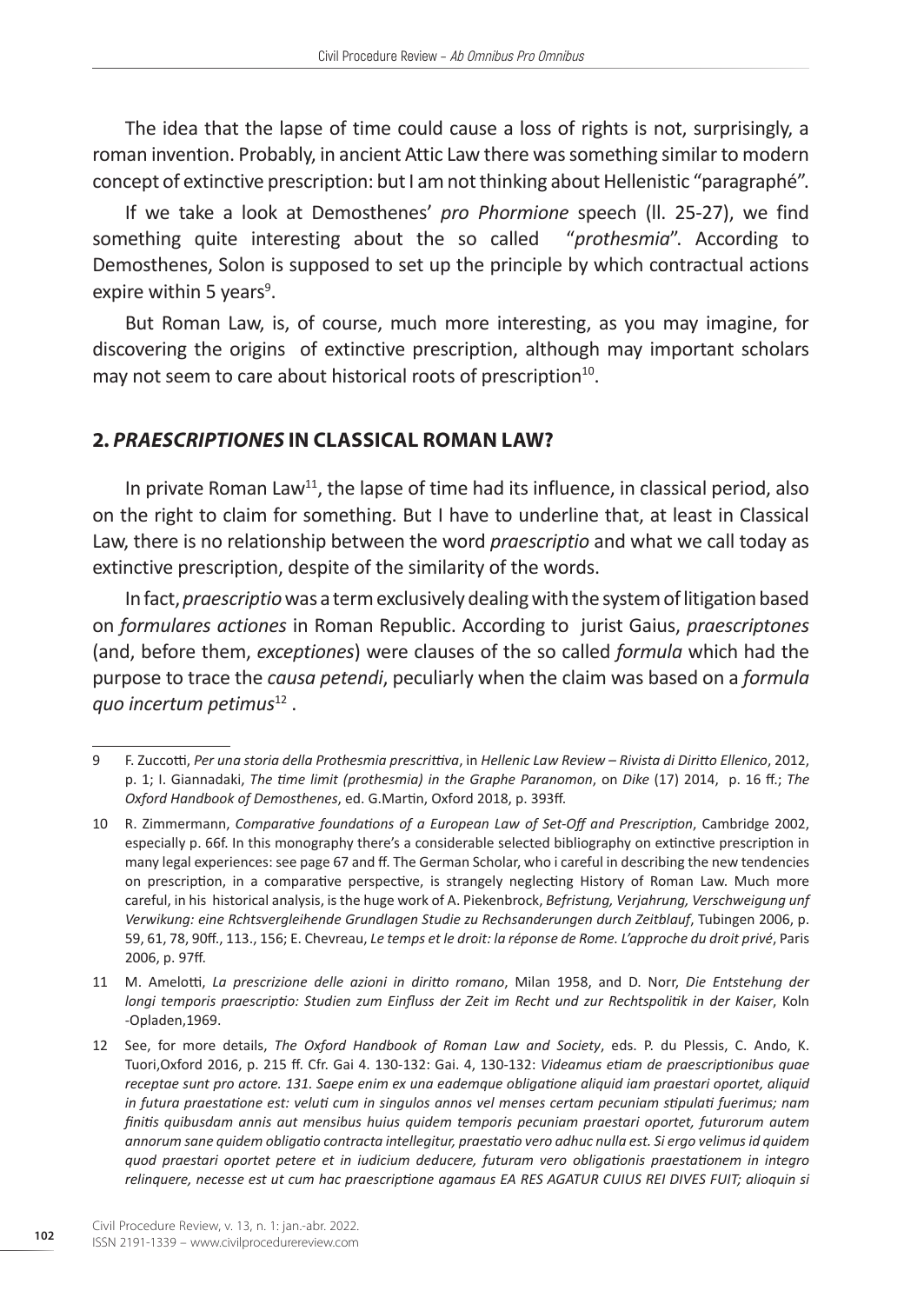The idea that the lapse of time could cause a loss of rights is not, surprisingly, a roman invention. Probably, in ancient Attic Law there was something similar to modern concept of extinctive prescription: but I am not thinking about Hellenistic "paragraphé".

If we take a look at Demosthenes' *pro Phormione* speech (ll. 25-27), we find something quite interesting about the so called "*prothesmia*". According to Demosthenes, Solon is supposed to set up the principle by which contractual actions expire within 5 years[9].

But Roman Law, is, of course, much more interesting, as you may imagine, for discovering the origins of extinctive prescription, although may important scholars may not seem to care about historical roots of prescription[10].

## 2. *PRAESCRIPTIONES* IN CLASSICAL ROMAN LAW?

In private Roman Law[11], the lapse of time had its influence, in classical period, also on the right to claim for something. But I have to underline that, at least in Classical Law, there is no relationship between the word *praescriptio* and what we call today as extinctive prescription, despite of the similarity of the words.

In fact, *praescriptio* was a term exclusively dealing with the system of litigation based on *formulares actiones* in Roman Republic. According to jurist Gaius, *praescriptones* (and, before them, *exceptiones*) were clauses of the so called *formula* which had the purpose to trace the *causa petendi*, peculiarly when the claim was based on a *formula quo incertum petimus*[12] .

---

9 F. Zuccotti, *Per una storia della Prothesmia prescrittiva*, in *Hellenic Law Review – Rivista di Diritto Ellenico*, 2012, p. 1; I. Giannadaki, *The time limit (prothesmia) in the Graphe Paranomon*, on *Dike* (17) 2014, p. 16 ff.; *The Oxford Handbook of Demosthenes*, ed. G.Martin, Oxford 2018, p. 393ff.

10 R. Zimmermann, *Comparative foundations of a European Law of Set-Off and Prescription*, Cambridge 2002, especially p. 66f. In this monography there's a considerable selected bibliography on extinctive prescription in many legal experiences: see page 67 and ff. The German Scholar, who i careful in describing the new tendencies on prescription, in a comparative perspective, is strangely neglecting History of Roman Law. Much more careful, in his historical analysis, is the huge work of A. Piekenbrock, *Befristung, Verjahrung, Verschweigung unf Verwikung: eine Rchtsvergleihende Grundlagen Studie zu Rechsanderungen durch Zeitblauf*, Tubingen 2006, p. 59, 61, 78, 90ff., 113., 156; E. Chevreau, *Le temps et le droit: la réponse de Rome. L'approche du droit privé*, Paris 2006, p. 97ff.

11 M. Amelotti, *La prescrizione delle azioni in diritto romano*, Milan 1958, and D. Norr, *Die Entstehung der longi temporis praescriptio: Studien zum Einfluss der Zeit im Recht und zur Rechtspolitik in der Kaiser*, Koln -Opladen,1969.

12 See, for more details, *The Oxford Handbook of Roman Law and Society*, eds. P. du Plessis, C. Ando, K. Tuori,Oxford 2016, p. 215 ff. Cfr. Gai 4. 130-132: Gai. 4, 130-132: *Videamus etiam de praescriptionibus quae receptae sunt pro actore. 131. Saepe enim ex una eademque obligatione aliquid iam praestari oportet, aliquid in futura praestatione est: veluti cum in singulos annos vel menses certam pecuniam stipulati fuerimus; nam finitis quibusdam annis aut mensibus huius quidem temporis pecuniam praestari oportet, futurorum autem annorum sane quidem obligatio contracta intellegitur, praestatio vero adhuc nulla est. Si ergo velimus id quidem quod praestari oportet petere et in iudicium deducere, futuram vero obligationis praestationem in integro relinquere, necesse est ut cum hac praescriptione agamaus EA RES AGATUR CUIUS REI DIVES FUIT; alioquin si*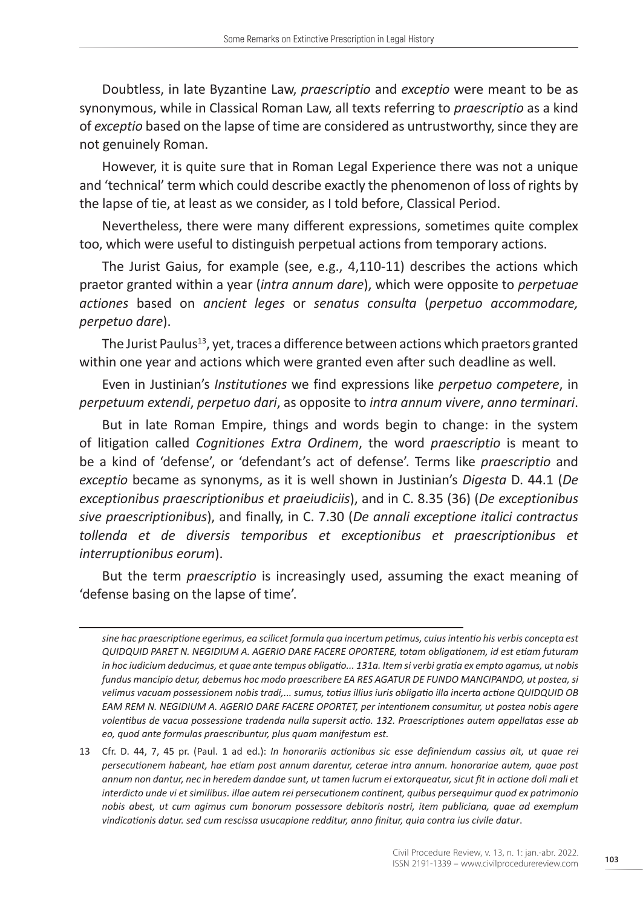Doubtless, in late Byzantine Law, *praescriptio* and *exceptio* were meant to be as synonymous, while in Classical Roman Law, all texts referring to *praescriptio* as a kind of *exceptio* based on the lapse of time are considered as untrustworthy, since they are not genuinely Roman.

However, it is quite sure that in Roman Legal Experience there was not a unique and 'technical' term which could describe exactly the phenomenon of loss of rights by the lapse of tie, at least as we consider, as I told before, Classical Period.

Nevertheless, there were many different expressions, sometimes quite complex too, which were useful to distinguish perpetual actions from temporary actions.

The Jurist Gaius, for example (see, e.g., 4,110-11) describes the actions which praetor granted within a year (*intra annum dare*), which were opposite to *perpetuae actiones* based on *ancient leges* or *senatus consulta* (*perpetuo accommodare, perpetuo dare*).

The Jurist Paulus[13], yet, traces a difference between actions which praetors granted within one year and actions which were granted even after such deadline as well.

Even in Justinian's *Institutiones* we find expressions like *perpetuo competere*, in *perpetuum extendi*, *perpetuo dari*, as opposite to *intra annum vivere*, *anno terminari*.

But in late Roman Empire, things and words begin to change: in the system of litigation called *Cognitiones Extra Ordinem*, the word *praescriptio* is meant to be a kind of 'defense', or 'defendant's act of defense'. Terms like *praescriptio* and *exceptio* became as synonyms, as it is well shown in Justinian's *Digesta* D. 44.1 (*De exceptionibus praescriptionibus et praeiudiciis*), and in C. 8.35 (36) (*De exceptionibus sive praescriptionibus*), and finally, in C. 7.30 (*De annali exceptione italici contractus tollenda et de diversis temporibus et exceptionibus et praescriptionibus et interruptionibus eorum*).

But the term *praescriptio* is increasingly used, assuming the exact meaning of 'defense basing on the lapse of time'.

---

*sine hac praescriptione egerimus, ea scilicet formula qua incertum petimus, cuius intentio his verbis concepta est QUIDQUID PARET N. NEGIDIUM A. AGERIO DARE FACERE OPORTERE, totam obligationem, id est etiam futuram in hoc iudicium deducimus, et quae ante tempus obligatio... 131a. Item si verbi gratia ex empto agamus, ut nobis fundus mancipio detur, debemus hoc modo praescribere EA RES AGATUR DE FUNDO MANCIPANDO, ut postea, si velimus vacuam possessionem nobis tradi,... sumus, totius illius iuris obligatio illa incerta actione QUIDQUID OB EAM REM N. NEGIDIUM A. AGERIO DARE FACERE OPORTET, per intentionem consumitur, ut postea nobis agere volentibus de vacua possessione tradenda nulla supersit actio. 132. Praescriptiones autem appellatas esse ab eo, quod ante formulas praescribuntur, plus quam manifestum est.*

13 Cfr. D. 44, 7, 45 pr. (Paul. 1 ad ed.): *In honorariis actionibus sic esse definiendum cassius ait, ut quae rei persecutionem habeant, hae etiam post annum darentur, ceterae intra annum. honorariae autem, quae post annum non dantur, nec in heredem dandae sunt, ut tamen lucrum ei extorqueatur, sicut fit in actione doli mali et interdicto unde vi et similibus. illae autem rei persecutionem continent, quibus persequimur quod ex patrimonio nobis abest, ut cum agimus cum bonorum possessore debitoris nostri, item publiciana, quae ad exemplum vindicationis datur. sed cum rescissa usucapione redditur, anno finitur, quia contra ius civile datur.*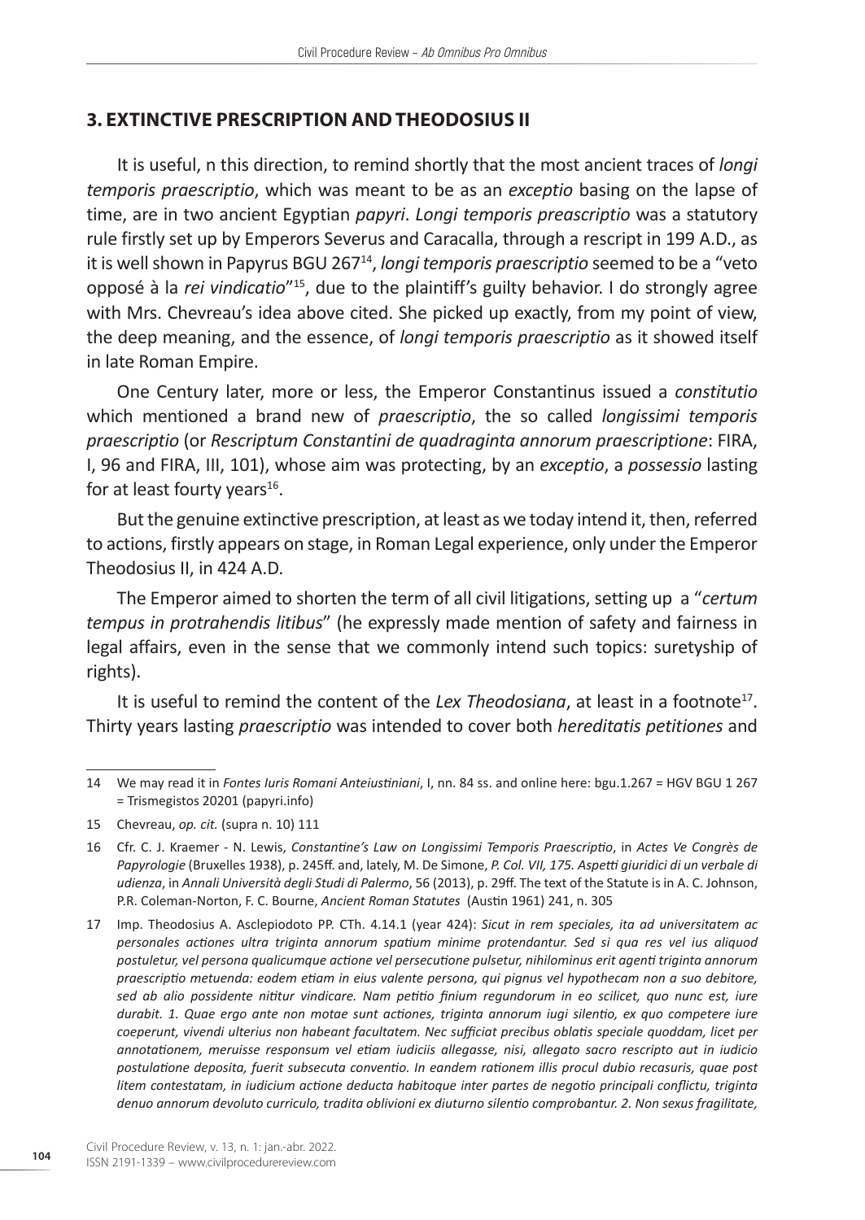## 3. EXTINCTIVE PRESCRIPTION AND THEODOSIUS II

It is useful, n this direction, to remind shortly that the most ancient traces of *longi temporis praescriptio*, which was meant to be as an *exceptio* basing on the lapse of time, are in two ancient Egyptian *papyri*. *Longi temporis preascriptio* was a statutory rule firstly set up by Emperors Severus and Caracalla, through a rescript in 199 A.D., as it is well shown in Papyrus BGU 267[14], *longi temporis praescriptio* seemed to be a "veto opposé à la *rei vindicatio*"[15], due to the plaintiff's guilty behavior. I do strongly agree with Mrs. Chevreau's idea above cited. She picked up exactly, from my point of view, the deep meaning, and the essence, of *longi temporis praescriptio* as it showed itself in late Roman Empire.

One Century later, more or less, the Emperor Constantinus issued a *constitutio* which mentioned a brand new of *praescriptio*, the so called *longissimi temporis praescriptio* (or *Rescriptum Constantini de quadraginta annorum praescriptione*: FIRA, I, 96 and FIRA, III, 101), whose aim was protecting, by an *exceptio*, a *possessio* lasting for at least fourty years[16].

But the genuine extinctive prescription, at least as we today intend it, then, referred to actions, firstly appears on stage, in Roman Legal experience, only under the Emperor Theodosius II, in 424 A.D.

The Emperor aimed to shorten the term of all civil litigations, setting up a "*certum tempus in protrahendis litibus*" (he expressly made mention of safety and fairness in legal affairs, even in the sense that we commonly intend such topics: suretyship of rights).

It is useful to remind the content of the *Lex Theodosiana*, at least in a footnote[17]. Thirty years lasting *praescriptio* was intended to cover both *hereditatis petitiones* and

---

14 We may read it in *Fontes Iuris Romani Anteiustiniani*, I, nn. 84 ss. and online here: bgu.1.267 = HGV BGU 1 267 = Trismegistos 20201 (papyri.info)

15 Chevreau, *op. cit.* (supra n. 10) 111

16 Cfr. C. J. Kraemer - N. Lewis, *Constantine's Law on Longissimi Temporis Praescriptio*, in *Actes Ve Congrès de Papyrologie* (Bruxelles 1938), p. 245ff. and, lately, M. De Simone, *P. Col. VII, 175. Aspetti giuridici di un verbale di udienza*, in *Annali Università degli Studi di Palermo*, 56 (2013), p. 29ff. The text of the Statute is in A. C. Johnson, P.R. Coleman-Norton, F. C. Bourne, *Ancient Roman Statutes* (Austin 1961) 241, n. 305

17 Imp. Theodosius A. Asclepiodoto PP. CTh. 4.14.1 (year 424): *Sicut in rem speciales, ita ad universitatem ac personales actiones ultra triginta annorum spatium minime protendantur. Sed si qua res vel ius aliquod postuletur, vel persona qualicumque actione vel persecutione pulsetur, nihilominus erit agenti triginta annorum praescriptio metuenda: eodem etiam in eius valente persona, qui pignus vel hypothecam non a suo debitore, sed ab alio possidente nititur vindicare. Nam petitio finium regundorum in eo scilicet, quo nunc est, iure durabit. 1. Quae ergo ante non motae sunt actiones, triginta annorum iugi silentio, ex quo competere iure coeperunt, vivendi ulterius non habeant facultatem. Nec sufficiat precibus oblatis speciale quoddam, licet per annotationem, meruisse responsum vel etiam iudiciis allegasse, nisi, allegato sacro rescripto aut in iudicio postulatione deposita, fuerit subsecuta conventio. In eandem rationem illis procul dubio recasuris, quae post litem contestatam, in iudicium actione deducta habitoque inter partes de negotio principali conflictu, triginta denuo annorum devoluto curriculo, tradita oblivioni ex diuturno silentio comprobantur. 2. Non sexus fragilitate,*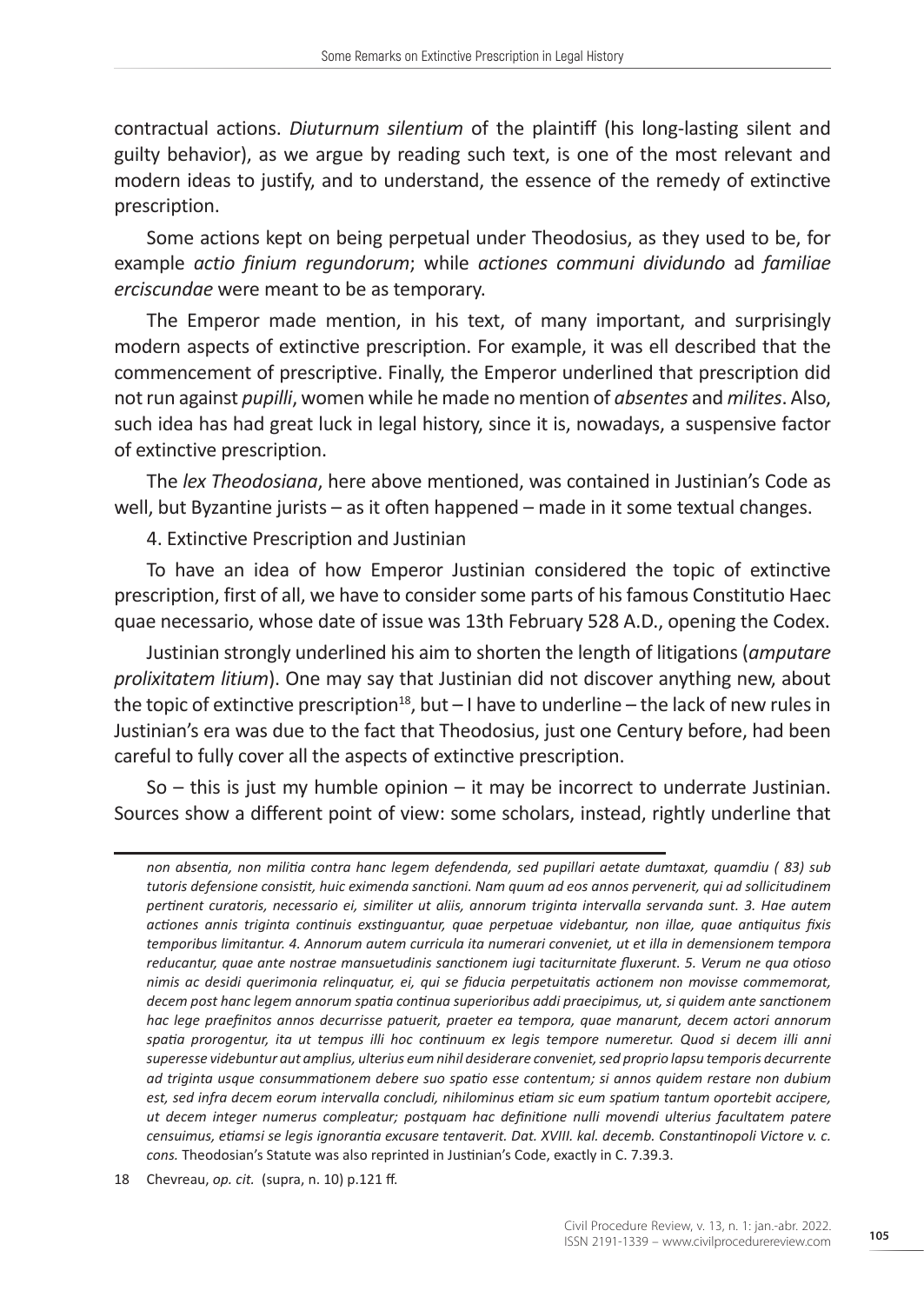contractual actions. *Diuturnum silentium* of the plaintiff (his long-lasting silent and guilty behavior), as we argue by reading such text, is one of the most relevant and modern ideas to justify, and to understand, the essence of the remedy of extinctive prescription.

Some actions kept on being perpetual under Theodosius, as they used to be, for example *actio finium regundorum*; while *actiones communi dividundo* ad *familiae erciscundae* were meant to be as temporary.

The Emperor made mention, in his text, of many important, and surprisingly modern aspects of extinctive prescription. For example, it was ell described that the commencement of prescriptive. Finally, the Emperor underlined that prescription did not run against *pupilli*, women while he made no mention of *absentes* and *milites*. Also, such idea has had great luck in legal history, since it is, nowadays, a suspensive factor of extinctive prescription.

The *lex Theodosiana*, here above mentioned, was contained in Justinian's Code as well, but Byzantine jurists – as it often happened – made in it some textual changes.

4. Extinctive Prescription and Justinian

To have an idea of how Emperor Justinian considered the topic of extinctive prescription, first of all, we have to consider some parts of his famous Constitutio Haec quae necessario, whose date of issue was 13th February 528 A.D., opening the Codex.

Justinian strongly underlined his aim to shorten the length of litigations (*amputare prolixitatem litium*). One may say that Justinian did not discover anything new, about the topic of extinctive prescription[18], but – I have to underline – the lack of new rules in Justinian's era was due to the fact that Theodosius, just one Century before, had been careful to fully cover all the aspects of extinctive prescription.

So – this is just my humble opinion – it may be incorrect to underrate Justinian. Sources show a different point of view: some scholars, instead, rightly underline that

---

*non absentia, non militia contra hanc legem defendenda, sed pupillari aetate dumtaxat, quamdiu ( 83) sub tutoris defensione consistit, huic eximenda sanctioni. Nam quum ad eos annos pervenerit, qui ad sollicitudinem pertinent curatoris, necessario ei, similiter ut aliis, annorum triginta intervalla servanda sunt. 3. Hae autem actiones annis triginta continuis exstinguantur, quae perpetuae videbantur, non illae, quae antiquitus fixis temporibus limitantur. 4. Annorum autem curricula ita numerari conveniet, ut et illa in demensionem tempora reducantur, quae ante nostrae mansuetudinis sanctionem iugi taciturnitate fluxerunt. 5. Verum ne qua otioso nimis ac desidi querimonia relinquatur, ei, qui se fiducia perpetuitatis actionem non movisse commemorat, decem post hanc legem annorum spatia continua superioribus addi praecipimus, ut, si quidem ante sanctionem hac lege praefinitos annos decurrisse patuerit, praeter ea tempora, quae manarunt, decem actori annorum spatia prorogentur, ita ut tempus illi hoc continuum ex legis tempore numeretur. Quod si decem illi anni superesse videbuntur aut amplius, ulterius eum nihil desiderare conveniet, sed proprio lapsu temporis decurrente ad triginta usque consummationem debere suo spatio esse contentum; si annos quidem restare non dubium est, sed infra decem eorum intervalla concludi, nihilominus etiam sic eum spatium tantum oportebit accipere, ut decem integer numerus compleatur; postquam hac definitione nulli movendi ulterius facultatem patere censuimus, etiamsi se legis ignorantia excusare tentaverit. Dat. XVIII. kal. decemb. Constantinopoli Victore v. c. cons.* Theodosian's Statute was also reprinted in Justinian's Code, exactly in C. 7.39.3.

18 Chevreau, *op. cit.* (supra, n. 10) p.121 ff.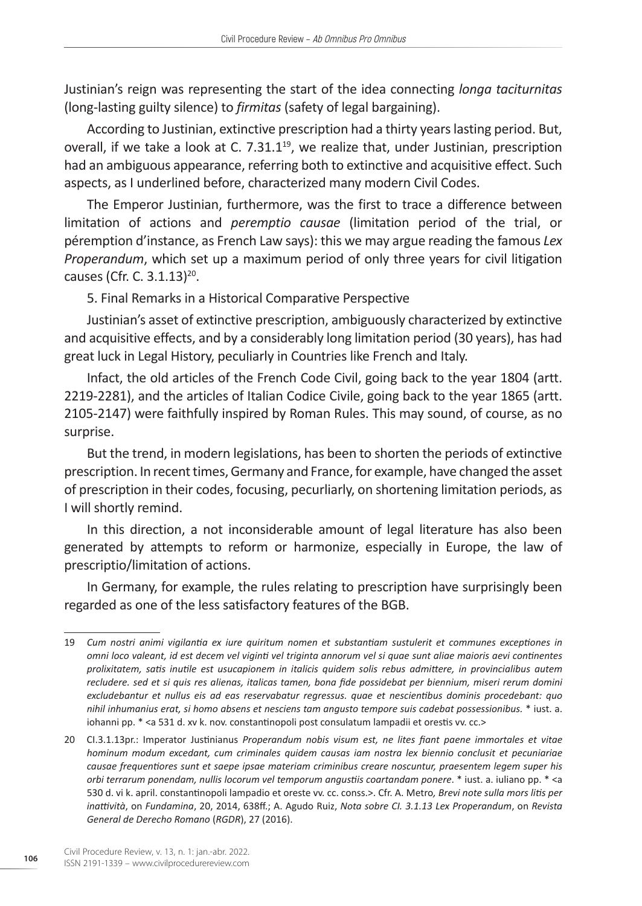Justinian's reign was representing the start of the idea connecting *longa taciturnitas* (long-lasting guilty silence) to *firmitas* (safety of legal bargaining).

According to Justinian, extinctive prescription had a thirty years lasting period. But, overall, if we take a look at C. 7.31.1[19], we realize that, under Justinian, prescription had an ambiguous appearance, referring both to extinctive and acquisitive effect. Such aspects, as I underlined before, characterized many modern Civil Codes.

The Emperor Justinian, furthermore, was the first to trace a difference between limitation of actions and *peremptio causae* (limitation period of the trial, or péremption d'instance, as French Law says): this we may argue reading the famous *Lex Properandum*, which set up a maximum period of only three years for civil litigation causes (Cfr. C. 3.1.13)[20].

## 5. Final Remarks in a Historical Comparative Perspective

Justinian's asset of extinctive prescription, ambiguously characterized by extinctive and acquisitive effects, and by a considerably long limitation period (30 years), has had great luck in Legal History, peculiarly in Countries like French and Italy.

Infact, the old articles of the French Code Civil, going back to the year 1804 (artt. 2219-2281), and the articles of Italian Codice Civile, going back to the year 1865 (artt. 2105-2147) were faithfully inspired by Roman Rules. This may sound, of course, as no surprise.

But the trend, in modern legislations, has been to shorten the periods of extinctive prescription. In recent times, Germany and France, for example, have changed the asset of prescription in their codes, focusing, pecurliarly, on shortening limitation periods, as I will shortly remind.

In this direction, a not inconsiderable amount of legal literature has also been generated by attempts to reform or harmonize, especially in Europe, the law of prescriptio/limitation of actions.

In Germany, for example, the rules relating to prescription have surprisingly been regarded as one of the less satisfactory features of the BGB.

---

19 *Cum nostri animi vigilantia ex iure quiritum nomen et substantiam sustulerit et communes exceptiones in omni loco valeant, id est decem vel viginti vel triginta annorum vel si quae sunt aliae maioris aevi continentes prolixitatem, satis inutile est usucapionem in italicis quidem solis rebus admittere, in provincialibus autem recludere. sed et si quis res alienas, italicas tamen, bona fide possidebat per biennium, miseri rerum domini excludebantur et nullus eis ad eas reservabatur regressus. quae et nescientibus dominis procedebant: quo nihil inhumanius erat, si homo absens et nesciens tam angusto tempore suis cadebat possessionibus.* * iust. a. iohanni pp. * <a 531 d. xv k. nov. constantinopoli post consulatum lampadii et orestis vv. cc.>

20 CI.3.1.13pr.: Imperator Justinianus *Properandum nobis visum est, ne lites fiant paene immortales et vitae hominum modum excedant, cum criminales quidem causas iam nostra lex biennio conclusit et pecuniariae causae frequentiores sunt et saepe ipsae materiam criminibus creare noscuntur, praesentem legem super his orbi terrarum ponendam, nullis locorum vel temporum angustiis coartandam ponere*. * iust. a. iuliano pp. * <a 530 d. vi k. april. constantinopoli lampadio et oreste vv. cc. conss.>. Cfr. A. Metro, *Brevi note sulla mors litis per inattività*, on *Fundamina*, 20, 2014, 638ff.; A. Agudo Ruiz, *Nota sobre CI. 3.1.13 Lex Properandum*, on *Revista General de Derecho Romano* (*RGDR*), 27 (2016).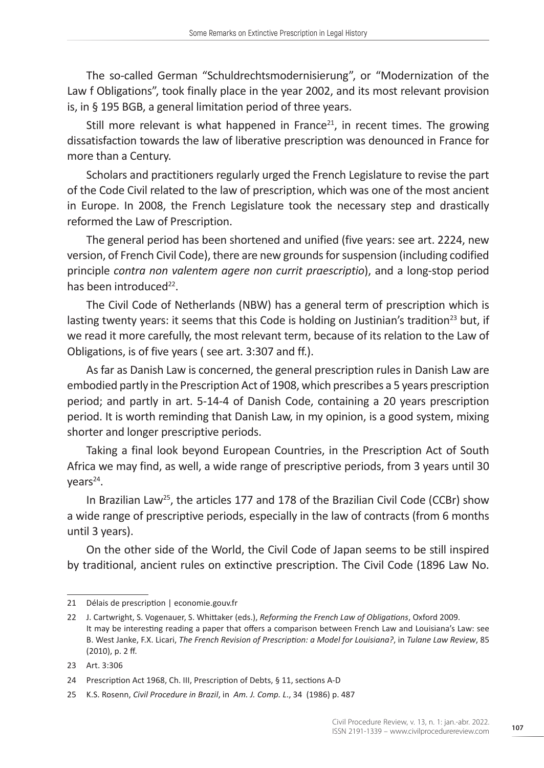The so-called German "Schuldrechtsmodernisierung", or "Modernization of the Law f Obligations", took finally place in the year 2002, and its most relevant provision is, in § 195 BGB, a general limitation period of three years.

Still more relevant is what happened in France[21], in recent times. The growing dissatisfaction towards the law of liberative prescription was denounced in France for more than a Century.

Scholars and practitioners regularly urged the French Legislature to revise the part of the Code Civil related to the law of prescription, which was one of the most ancient in Europe. In 2008, the French Legislature took the necessary step and drastically reformed the Law of Prescription.

The general period has been shortened and unified (five years: see art. 2224, new version, of French Civil Code), there are new grounds for suspension (including codified principle *contra non valentem agere non currit praescriptio*), and a long-stop period has been introduced[22].

The Civil Code of Netherlands (NBW) has a general term of prescription which is lasting twenty years: it seems that this Code is holding on Justinian's tradition[23] but, if we read it more carefully, the most relevant term, because of its relation to the Law of Obligations, is of five years ( see art. 3:307 and ff.).

As far as Danish Law is concerned, the general prescription rules in Danish Law are embodied partly in the Prescription Act of 1908, which prescribes a 5 years prescription period; and partly in art. 5-14-4 of Danish Code, containing a 20 years prescription period. It is worth reminding that Danish Law, in my opinion, is a good system, mixing shorter and longer prescriptive periods.

Taking a final look beyond European Countries, in the Prescription Act of South Africa we may find, as well, a wide range of prescriptive periods, from 3 years until 30 years[24].

In Brazilian Law[25], the articles 177 and 178 of the Brazilian Civil Code (CCBr) show a wide range of prescriptive periods, especially in the law of contracts (from 6 months until 3 years).

On the other side of the World, the Civil Code of Japan seems to be still inspired by traditional, ancient rules on extinctive prescription. The Civil Code (1896 Law No.

---

21 Délais de prescription | economie.gouv.fr

22 J. Cartwright, S. Vogenauer, S. Whittaker (eds.), *Reforming the French Law of Obligations*, Oxford 2009. It may be interesting reading a paper that offers a comparison between French Law and Louisiana's Law: see B. West Janke, F.X. Licari, *The French Revision of Prescription: a Model for Louisiana?*, in *Tulane Law Review*, 85 (2010), p. 2 ff.

23 Art. 3:306

24 Prescription Act 1968, Ch. III, Prescription of Debts, § 11, sections A-D

25 K.S. Rosenn, *Civil Procedure in Brazil*, in *Am. J. Comp. L.*, 34 (1986) p. 487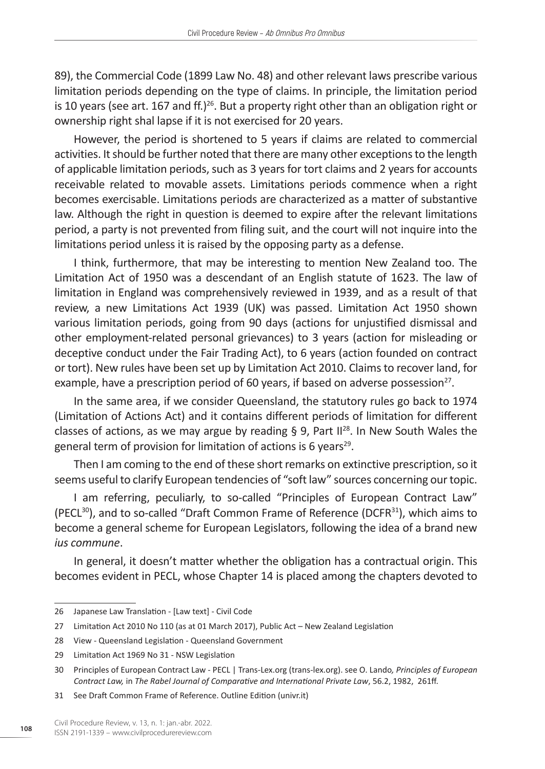89), the Commercial Code (1899 Law No. 48) and other relevant laws prescribe various limitation periods depending on the type of claims. In principle, the limitation period is 10 years (see art. 167 and ff.)[26]. But a property right other than an obligation right or ownership right shal lapse if it is not exercised for 20 years.

However, the period is shortened to 5 years if claims are related to commercial activities. It should be further noted that there are many other exceptions to the length of applicable limitation periods, such as 3 years for tort claims and 2 years for accounts receivable related to movable assets. Limitations periods commence when a right becomes exercisable. Limitations periods are characterized as a matter of substantive law. Although the right in question is deemed to expire after the relevant limitations period, a party is not prevented from filing suit, and the court will not inquire into the limitations period unless it is raised by the opposing party as a defense.

I think, furthermore, that may be interesting to mention New Zealand too. The Limitation Act of 1950 was a descendant of an English statute of 1623. The law of limitation in England was comprehensively reviewed in 1939, and as a result of that review, a new Limitations Act 1939 (UK) was passed. Limitation Act 1950 shown various limitation periods, going from 90 days (actions for unjustified dismissal and other employment-related personal grievances) to 3 years (action for misleading or deceptive conduct under the Fair Trading Act), to 6 years (action founded on contract or tort). New rules have been set up by Limitation Act 2010. Claims to recover land, for example, have a prescription period of 60 years, if based on adverse possession[27].

In the same area, if we consider Queensland, the statutory rules go back to 1974 (Limitation of Actions Act) and it contains different periods of limitation for different classes of actions, as we may argue by reading § 9, Part II[28]. In New South Wales the general term of provision for limitation of actions is 6 years[29].

Then I am coming to the end of these short remarks on extinctive prescription, so it seems useful to clarify European tendencies of "soft law" sources concerning our topic.

I am referring, peculiarly, to so-called "Principles of European Contract Law" (PECL[30]), and to so-called "Draft Common Frame of Reference (DCFR[31]), which aims to become a general scheme for European Legislators, following the idea of a brand new *ius commune*.

In general, it doesn't matter whether the obligation has a contractual origin. This becomes evident in PECL, whose Chapter 14 is placed among the chapters devoted to

---

26 Japanese Law Translation - [Law text] - Civil Code

27 Limitation Act 2010 No 110 (as at 01 March 2017), Public Act – New Zealand Legislation

28 View - Queensland Legislation - Queensland Government

29 Limitation Act 1969 No 31 - NSW Legislation

30 Principles of European Contract Law - PECL | Trans-Lex.org (trans-lex.org). see O. Lando*, Principles of European Contract Law,* in *The Rabel Journal of Comparative and International Private Law*, 56.2, 1982, 261ff.

31 See Draft Common Frame of Reference. Outline Edition (univr.it)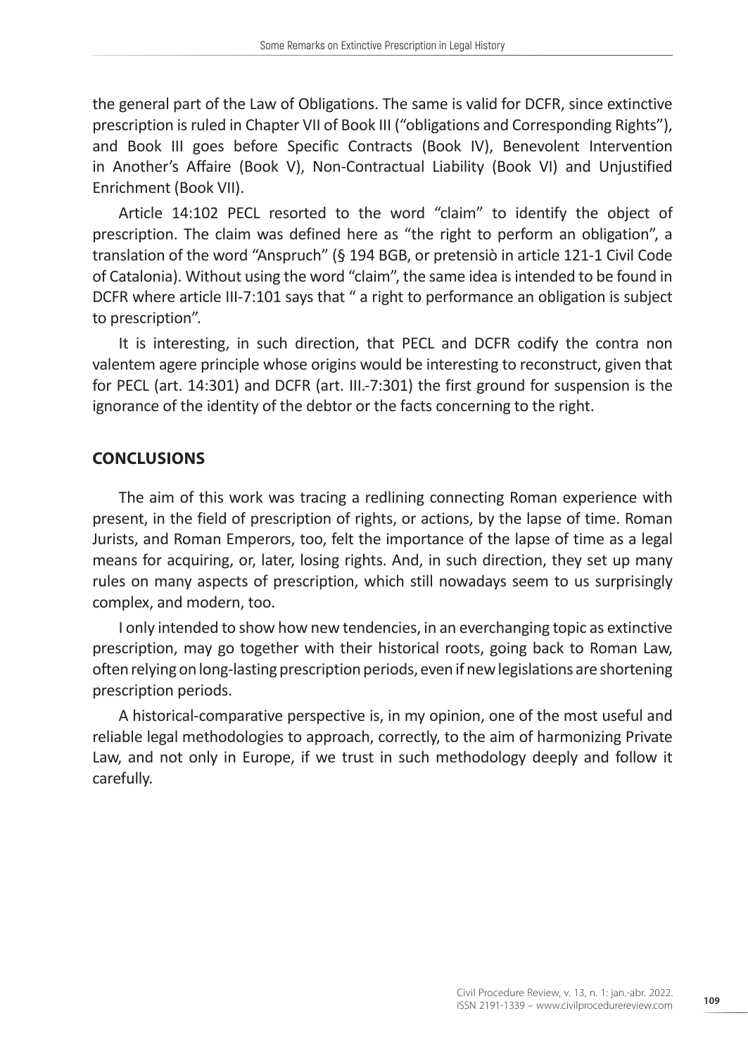the general part of the Law of Obligations. The same is valid for DCFR, since extinctive prescription is ruled in Chapter VII of Book III ("obligations and Corresponding Rights"), and Book III goes before Specific Contracts (Book IV), Benevolent Intervention in Another's Affaire (Book V), Non-Contractual Liability (Book VI) and Unjustified Enrichment (Book VII).

Article 14:102 PECL resorted to the word "claim" to identify the object of prescription. The claim was defined here as "the right to perform an obligation", a translation of the word "Anspruch" (§ 194 BGB, or pretensiò in article 121-1 Civil Code of Catalonia). Without using the word "claim", the same idea is intended to be found in DCFR where article III-7:101 says that " a right to performance an obligation is subject to prescription".

It is interesting, in such direction, that PECL and DCFR codify the contra non valentem agere principle whose origins would be interesting to reconstruct, given that for PECL (art. 14:301) and DCFR (art. III.-7:301) the first ground for suspension is the ignorance of the identity of the debtor or the facts concerning to the right.

## CONCLUSIONS

The aim of this work was tracing a redlining connecting Roman experience with present, in the field of prescription of rights, or actions, by the lapse of time. Roman Jurists, and Roman Emperors, too, felt the importance of the lapse of time as a legal means for acquiring, or, later, losing rights. And, in such direction, they set up many rules on many aspects of prescription, which still nowadays seem to us surprisingly complex, and modern, too.

I only intended to show how new tendencies, in an everchanging topic as extinctive prescription, may go together with their historical roots, going back to Roman Law, often relying on long-lasting prescription periods, even if new legislations are shortening prescription periods.

A historical-comparative perspective is, in my opinion, one of the most useful and reliable legal methodologies to approach, correctly, to the aim of harmonizing Private Law, and not only in Europe, if we trust in such methodology deeply and follow it carefully.